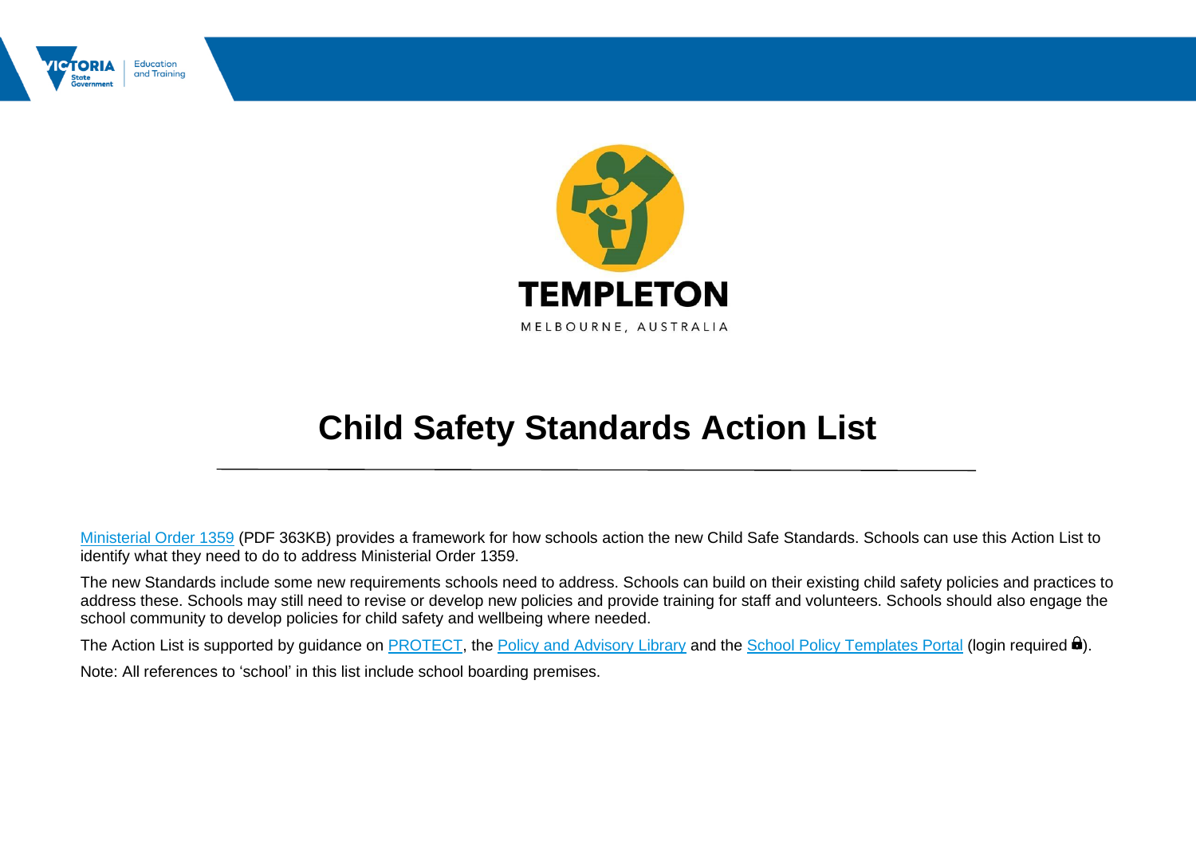TEMPLETON

MELBOURNE, AUSTRALIA

# Child Safety Standards Action List

Ministerial Order 1359 (PDF 363KB) provides a framework for how schools action the new Child Safe Standards. Schools can use this Action List to identify what they need to do to address Ministerial Order 1359.

The new Standards include some new requirements schools need to address. Schools can build on their existing child safety policies and practices to address these. Schools may still need to revise or develop new policies and provide training for staff and volunteers. Schools should also engage the school community to develop policies for child safety and wellbeing where needed.

The Action List is supported by guidance on PROTECT, the Policy and Advisory Library and the School Policy Templates Portal (login required 🔒).

Note: All references to 'school' in this list include school boarding premises.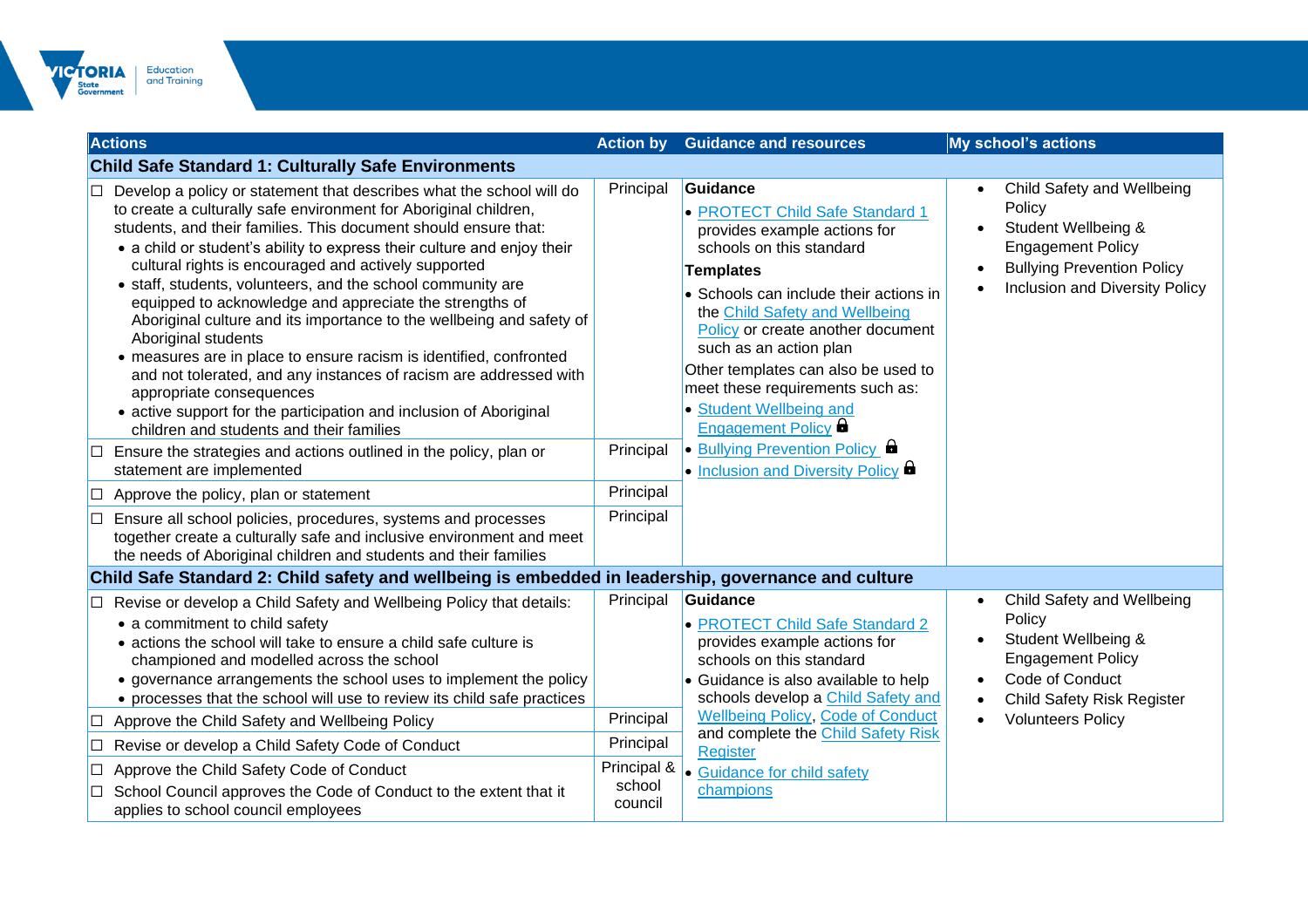| Actions | Action by | Guidance and resources | My school's actions |
|---|---|---|---|
| **Child Safe Standard 1: Culturally Safe Environments** | | | |
| ☐ Develop a policy or statement that describes what the school will do to create a culturally safe environment for Aboriginal children, students, and their families. This document should ensure that:<br>• a child or student's ability to express their culture and enjoy their cultural rights is encouraged and actively supported<br>• staff, students, volunteers, and the school community are equipped to acknowledge and appreciate the strengths of Aboriginal culture and its importance to the wellbeing and safety of Aboriginal students<br>• measures are in place to ensure racism is identified, confronted and not tolerated, and any instances of racism are addressed with appropriate consequences<br>• active support for the participation and inclusion of Aboriginal children and students and their families | Principal | **Guidance**<br>• PROTECT Child Safe Standard 1 provides example actions for schools on this standard<br>**Templates**<br>• Schools can include their actions in the Child Safety and Wellbeing Policy or create another document such as an action plan<br>Other templates can also be used to meet these requirements such as:<br>• Student Wellbeing and Engagement Policy 🔒<br>• Bullying Prevention Policy 🔒<br>• Inclusion and Diversity Policy 🔒 | • Child Safety and Wellbeing Policy<br>• Student Wellbeing & Engagement Policy<br>• Bullying Prevention Policy<br>• Inclusion and Diversity Policy |
| ☐ Ensure the strategies and actions outlined in the policy, plan or statement are implemented | Principal | | |
| ☐ Approve the policy, plan or statement | Principal | | |
| ☐ Ensure all school policies, procedures, systems and processes together create a culturally safe and inclusive environment and meet the needs of Aboriginal children and students and their families | Principal | | |
| **Child Safe Standard 2: Child safety and wellbeing is embedded in leadership, governance and culture** | | | |
| ☐ Revise or develop a Child Safety and Wellbeing Policy that details:<br>• a commitment to child safety<br>• actions the school will take to ensure a child safe culture is championed and modelled across the school<br>• governance arrangements the school uses to implement the policy<br>• processes that the school will use to review its child safe practices | Principal | **Guidance**<br>• PROTECT Child Safe Standard 2 provides example actions for schools on this standard<br>• Guidance is also available to help schools develop a Child Safety and Wellbeing Policy, Code of Conduct and complete the Child Safety Risk Register<br>• Guidance for child safety champions | • Child Safety and Wellbeing Policy<br>• Student Wellbeing & Engagement Policy<br>• Code of Conduct<br>• Child Safety Risk Register<br>• Volunteers Policy |
| ☐ Approve the Child Safety and Wellbeing Policy | Principal | | |
| ☐ Revise or develop a Child Safety Code of Conduct | Principal | | |
| ☐ Approve the Child Safety Code of Conduct<br>☐ School Council approves the Code of Conduct to the extent that it applies to school council employees | Principal & school council | | |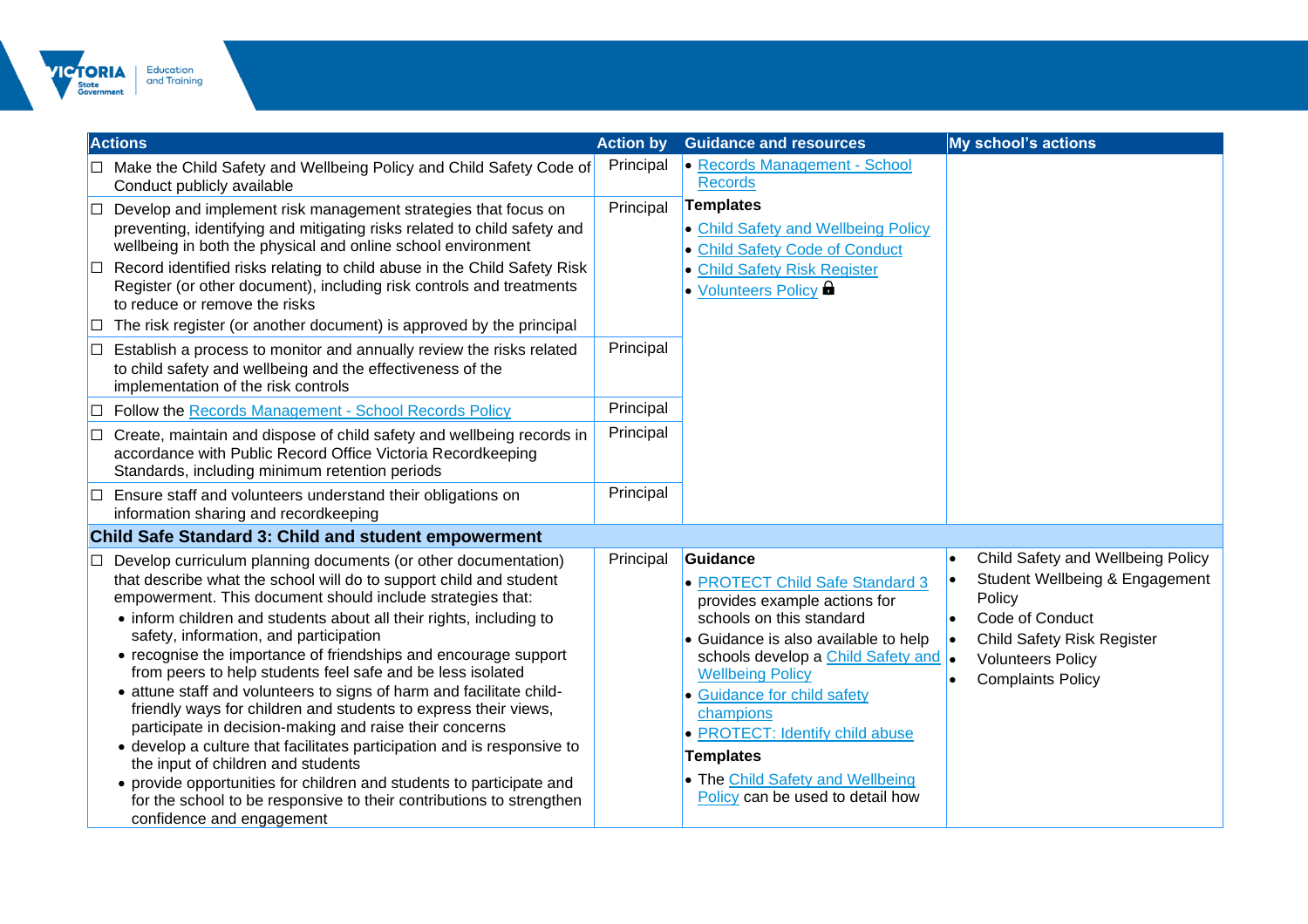| Actions | Action by | Guidance and resources | My school's actions |
|---|---|---|---|
| ☐ Make the Child Safety and Wellbeing Policy and Child Safety Code of Conduct publicly available | Principal | • Records Management - School Records | |
| ☐ Develop and implement risk management strategies that focus on preventing, identifying and mitigating risks related to child safety and wellbeing in both the physical and online school environment<br>☐ Record identified risks relating to child abuse in the Child Safety Risk Register (or other document), including risk controls and treatments to reduce or remove the risks<br>☐ The risk register (or another document) is approved by the principal | Principal | **Templates**<br>• Child Safety and Wellbeing Policy<br>• Child Safety Code of Conduct<br>• Child Safety Risk Register<br>• Volunteers Policy 🔒 | |
| ☐ Establish a process to monitor and annually review the risks related to child safety and wellbeing and the effectiveness of the implementation of the risk controls | Principal | | |
| ☐ Follow the Records Management - School Records Policy | Principal | | |
| ☐ Create, maintain and dispose of child safety and wellbeing records in accordance with Public Record Office Victoria Recordkeeping Standards, including minimum retention periods | Principal | | |
| ☐ Ensure staff and volunteers understand their obligations on information sharing and recordkeeping | Principal | | |
| **Child Safe Standard 3: Child and student empowerment** | | | |
| ☐ Develop curriculum planning documents (or other documentation) that describe what the school will do to support child and student empowerment. This document should include strategies that:<br>• inform children and students about all their rights, including to safety, information, and participation<br>• recognise the importance of friendships and encourage support from peers to help students feel safe and be less isolated<br>• attune staff and volunteers to signs of harm and facilitate child-friendly ways for children and students to express their views, participate in decision-making and raise their concerns<br>• develop a culture that facilitates participation and is responsive to the input of children and students<br>• provide opportunities for children and students to participate and for the school to be responsive to their contributions to strengthen confidence and engagement | Principal | **Guidance**<br>• PROTECT Child Safe Standard 3 provides example actions for schools on this standard<br>• Guidance is also available to help schools develop a Child Safety and Wellbeing Policy<br>• Guidance for child safety champions<br>• PROTECT: Identify child abuse<br>**Templates**<br>• The Child Safety and Wellbeing Policy can be used to detail how | • Child Safety and Wellbeing Policy<br>• Student Wellbeing & Engagement Policy<br>• Code of Conduct<br>• Child Safety Risk Register<br>• Volunteers Policy<br>• Complaints Policy |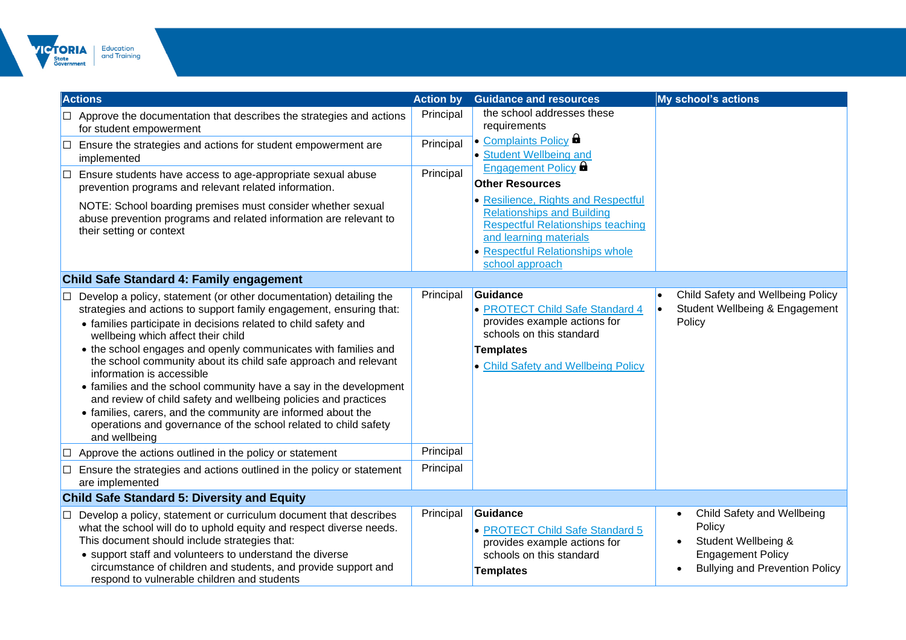| Actions | Action by | Guidance and resources | My school's actions |
| --- | --- | --- | --- |
| ☐ Approve the documentation that describes the strategies and actions for student empowerment | Principal | the school addresses these requirements<br>• Complaints Policy 🔒<br>• Student Wellbeing and Engagement Policy 🔒<br>**Other Resources**<br>• Resilience, Rights and Respectful Relationships and Building Respectful Relationships teaching and learning materials<br>• Respectful Relationships whole school approach | |
| ☐ Ensure the strategies and actions for student empowerment are implemented | Principal | | |
| ☐ Ensure students have access to age-appropriate sexual abuse prevention programs and relevant related information.<br>NOTE: School boarding premises must consider whether sexual abuse prevention programs and related information are relevant to their setting or context | Principal | | |
| **Child Safe Standard 4: Family engagement** | | | |
| ☐ Develop a policy, statement (or other documentation) detailing the strategies and actions to support family engagement, ensuring that:<br>• families participate in decisions related to child safety and wellbeing which affect their child<br>• the school engages and openly communicates with families and the school community about its child safe approach and relevant information is accessible<br>• families and the school community have a say in the development and review of child safety and wellbeing policies and practices<br>• families, carers, and the community are informed about the operations and governance of the school related to child safety and wellbeing | Principal | **Guidance**<br>• PROTECT Child Safe Standard 4 provides example actions for schools on this standard<br>**Templates**<br>• Child Safety and Wellbeing Policy | • Child Safety and Wellbeing Policy<br>• Student Wellbeing & Engagement Policy |
| ☐ Approve the actions outlined in the policy or statement | Principal | | |
| ☐ Ensure the strategies and actions outlined in the policy or statement are implemented | Principal | | |
| **Child Safe Standard 5: Diversity and Equity** | | | |
| ☐ Develop a policy, statement or curriculum document that describes what the school will do to uphold equity and respect diverse needs. This document should include strategies that:<br>• support staff and volunteers to understand the diverse circumstance of children and students, and provide support and respond to vulnerable children and students | Principal | **Guidance**<br>• PROTECT Child Safe Standard 5 provides example actions for schools on this standard<br>**Templates** | • Child Safety and Wellbeing Policy<br>• Student Wellbeing & Engagement Policy<br>• Bullying and Prevention Policy |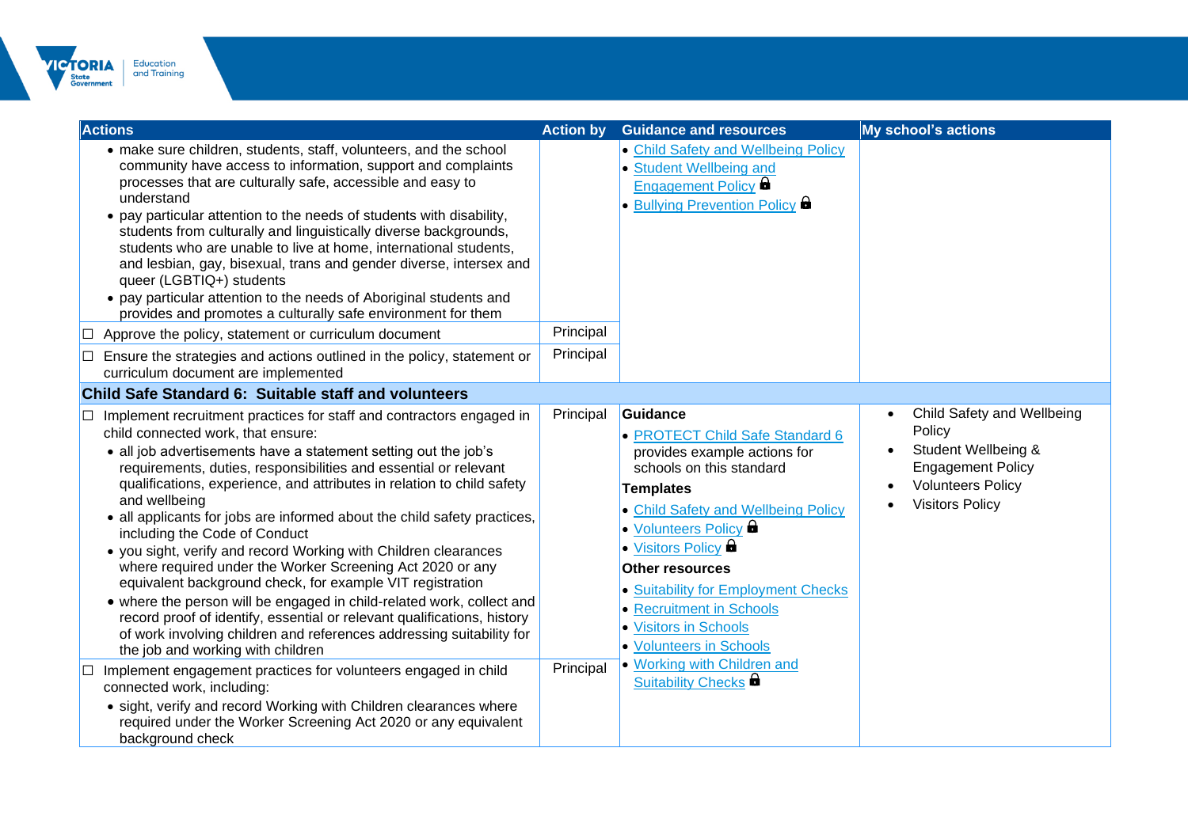| Actions | Action by | Guidance and resources | My school's actions |
|---|---|---|---|
| • make sure children, students, staff, volunteers, and the school community have access to information, support and complaints processes that are culturally safe, accessible and easy to understand<br>• pay particular attention to the needs of students with disability, students from culturally and linguistically diverse backgrounds, students who are unable to live at home, international students, and lesbian, gay, bisexual, trans and gender diverse, intersex and queer (LGBTIQ+) students<br>• pay particular attention to the needs of Aboriginal students and provides and promotes a culturally safe environment for them | | • Child Safety and Wellbeing Policy<br>• Student Wellbeing and Engagement Policy 🔒<br>• Bullying Prevention Policy 🔒 | |
| ☐ Approve the policy, statement or curriculum document | Principal | | |
| ☐ Ensure the strategies and actions outlined in the policy, statement or curriculum document are implemented | Principal | | |
| **Child Safe Standard 6: Suitable staff and volunteers** | | | |
| ☐ Implement recruitment practices for staff and contractors engaged in child connected work, that ensure:<br>• all job advertisements have a statement setting out the job's requirements, duties, responsibilities and essential or relevant qualifications, experience, and attributes in relation to child safety and wellbeing<br>• all applicants for jobs are informed about the child safety practices, including the Code of Conduct<br>• you sight, verify and record Working with Children clearances where required under the Worker Screening Act 2020 or any equivalent background check, for example VIT registration<br>• where the person will be engaged in child-related work, collect and record proof of identify, essential or relevant qualifications, history of work involving children and references addressing suitability for the job and working with children | Principal | **Guidance**<br>• PROTECT Child Safe Standard 6 provides example actions for schools on this standard<br>**Templates**<br>• Child Safety and Wellbeing Policy<br>• Volunteers Policy 🔒<br>• Visitors Policy 🔒<br>**Other resources**<br>• Suitability for Employment Checks<br>• Recruitment in Schools<br>• Visitors in Schools<br>• Volunteers in Schools<br>• Working with Children and Suitability Checks 🔒 | • Child Safety and Wellbeing Policy<br>• Student Wellbeing & Engagement Policy<br>• Volunteers Policy<br>• Visitors Policy |
| ☐ Implement engagement practices for volunteers engaged in child connected work, including:<br>• sight, verify and record Working with Children clearances where required under the Worker Screening Act 2020 or any equivalent background check | Principal | | |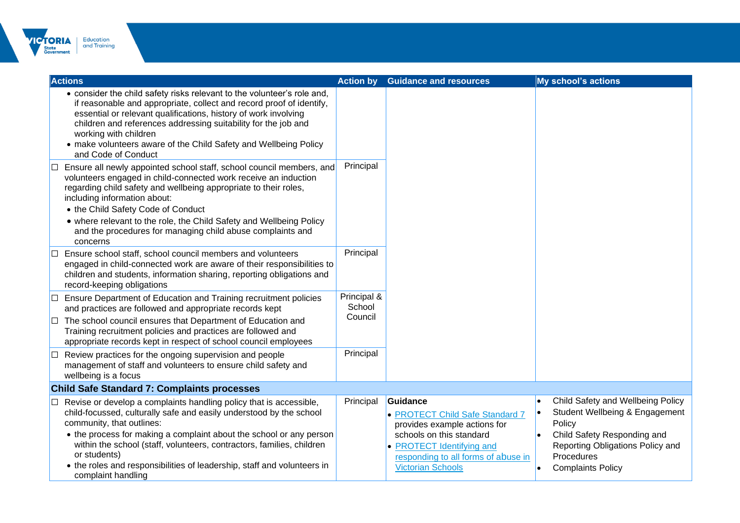| Actions | Action by | Guidance and resources | My school's actions |
|---|---|---|---|
| • consider the child safety risks relevant to the volunteer's role and, if reasonable and appropriate, collect and record proof of identify, essential or relevant qualifications, history of work involving children and references addressing suitability for the job and working with children<br>• make volunteers aware of the Child Safety and Wellbeing Policy and Code of Conduct | | | |
| ☐ Ensure all newly appointed school staff, school council members, and volunteers engaged in child-connected work receive an induction regarding child safety and wellbeing appropriate to their roles, including information about:<br>• the Child Safety Code of Conduct<br>• where relevant to the role, the Child Safety and Wellbeing Policy and the procedures for managing child abuse complaints and concerns | Principal | | |
| ☐ Ensure school staff, school council members and volunteers engaged in child-connected work are aware of their responsibilities to children and students, information sharing, reporting obligations and record-keeping obligations | Principal | | |
| ☐ Ensure Department of Education and Training recruitment policies and practices are followed and appropriate records kept<br>☐ The school council ensures that Department of Education and Training recruitment policies and practices are followed and appropriate records kept in respect of school council employees | Principal & School Council | | |
| ☐ Review practices for the ongoing supervision and people management of staff and volunteers to ensure child safety and wellbeing is a focus | Principal | | |
| **Child Safe Standard 7: Complaints processes** | | | |
| ☐ Revise or develop a complaints handling policy that is accessible, child-focussed, culturally safe and easily understood by the school community, that outlines:<br>• the process for making a complaint about the school or any person within the school (staff, volunteers, contractors, families, children or students)<br>• the roles and responsibilities of leadership, staff and volunteers in complaint handling | Principal | **Guidance**<br>• PROTECT Child Safe Standard 7 provides example actions for schools on this standard<br>• PROTECT Identifying and responding to all forms of abuse in Victorian Schools | • Child Safety and Wellbeing Policy<br>• Student Wellbeing & Engagement Policy<br>• Child Safety Responding and Reporting Obligations Policy and Procedures<br>• Complaints Policy |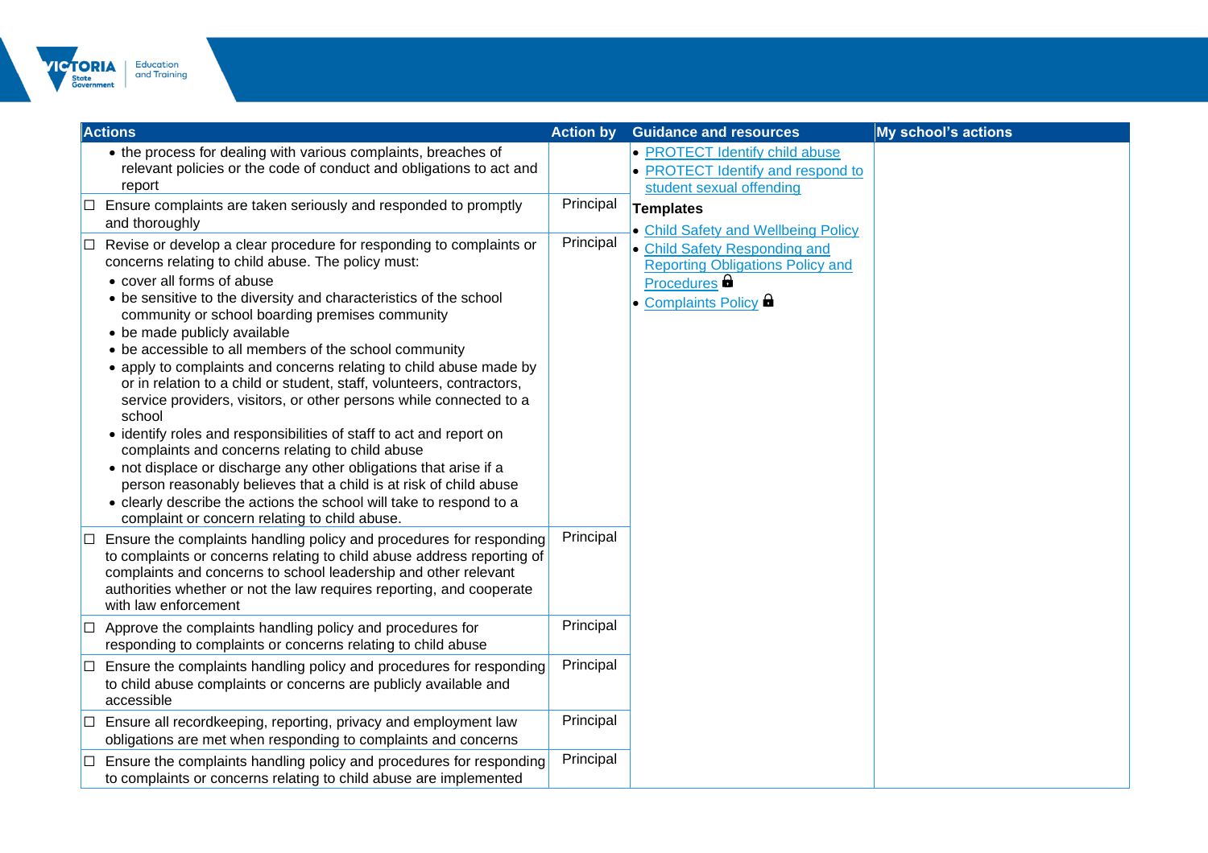| Actions | Action by | Guidance and resources | My school's actions |
|---|---|---|---|
| • the process for dealing with various complaints, breaches of relevant policies or the code of conduct and obligations to act and report | | • PROTECT Identify child abuse<br>• PROTECT Identify and respond to student sexual offending<br>**Templates**<br>• Child Safety and Wellbeing Policy<br>• Child Safety Responding and Reporting Obligations Policy and Procedures 🔒<br>• Complaints Policy 🔒 | |
| ☐ Ensure complaints are taken seriously and responded to promptly and thoroughly | Principal | | |
| ☐ Revise or develop a clear procedure for responding to complaints or concerns relating to child abuse. The policy must:<br>• cover all forms of abuse<br>• be sensitive to the diversity and characteristics of the school community or school boarding premises community<br>• be made publicly available<br>• be accessible to all members of the school community<br>• apply to complaints and concerns relating to child abuse made by or in relation to a child or student, staff, volunteers, contractors, service providers, visitors, or other persons while connected to a school<br>• identify roles and responsibilities of staff to act and report on complaints and concerns relating to child abuse<br>• not displace or discharge any other obligations that arise if a person reasonably believes that a child is at risk of child abuse<br>• clearly describe the actions the school will take to respond to a complaint or concern relating to child abuse. | Principal | | |
| ☐ Ensure the complaints handling policy and procedures for responding to complaints or concerns relating to child abuse address reporting of complaints and concerns to school leadership and other relevant authorities whether or not the law requires reporting, and cooperate with law enforcement | Principal | | |
| ☐ Approve the complaints handling policy and procedures for responding to complaints or concerns relating to child abuse | Principal | | |
| ☐ Ensure the complaints handling policy and procedures for responding to child abuse complaints or concerns are publicly available and accessible | Principal | | |
| ☐ Ensure all recordkeeping, reporting, privacy and employment law obligations are met when responding to complaints and concerns | Principal | | |
| ☐ Ensure the complaints handling policy and procedures for responding to complaints or concerns relating to child abuse are implemented | Principal | | |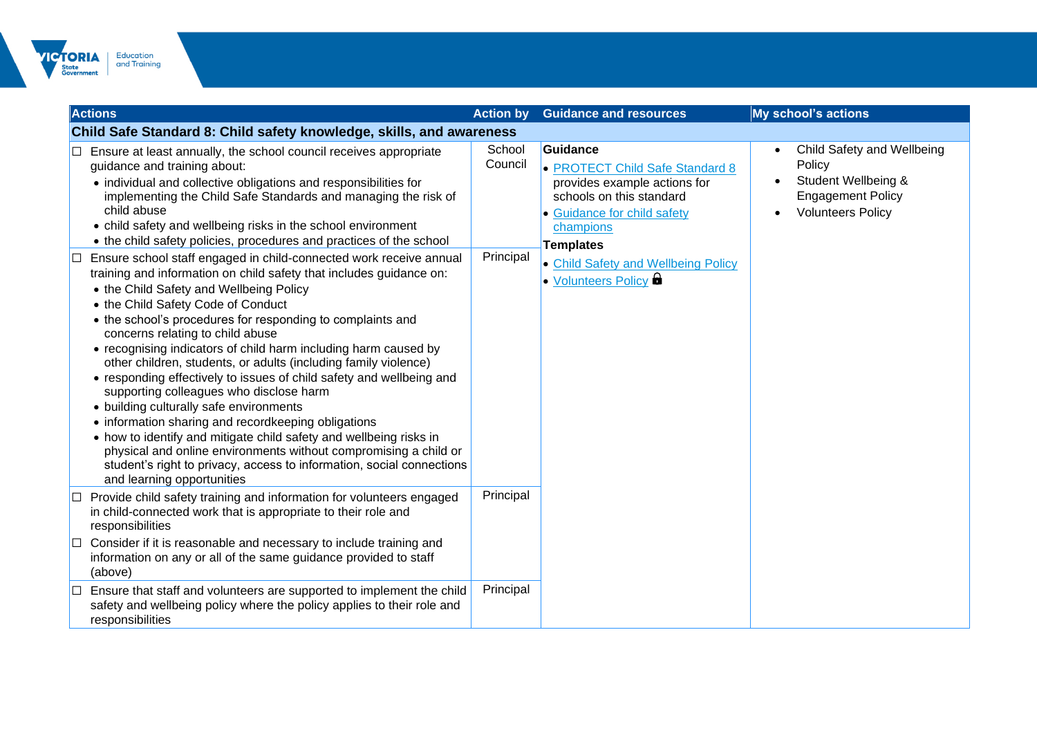| Actions | Action by | Guidance and resources | My school's actions |
|---|---|---|---|
| **Child Safe Standard 8: Child safety knowledge, skills, and awareness** | | | |
| ☐ Ensure at least annually, the school council receives appropriate guidance and training about:<br>• individual and collective obligations and responsibilities for implementing the Child Safe Standards and managing the risk of child abuse<br>• child safety and wellbeing risks in the school environment<br>• the child safety policies, procedures and practices of the school | School Council | **Guidance**<br>• PROTECT Child Safe Standard 8 provides example actions for schools on this standard<br>• Guidance for child safety champions<br>**Templates**<br>• Child Safety and Wellbeing Policy<br>• Volunteers Policy 🔒 | • Child Safety and Wellbeing Policy<br>• Student Wellbeing & Engagement Policy<br>• Volunteers Policy |
| ☐ Ensure school staff engaged in child-connected work receive annual training and information on child safety that includes guidance on:<br>• the Child Safety and Wellbeing Policy<br>• the Child Safety Code of Conduct<br>• the school's procedures for responding to complaints and concerns relating to child abuse<br>• recognising indicators of child harm including harm caused by other children, students, or adults (including family violence)<br>• responding effectively to issues of child safety and wellbeing and supporting colleagues who disclose harm<br>• building culturally safe environments<br>• information sharing and recordkeeping obligations<br>• how to identify and mitigate child safety and wellbeing risks in physical and online environments without compromising a child or student's right to privacy, access to information, social connections and learning opportunities | Principal | | |
| ☐ Provide child safety training and information for volunteers engaged in child-connected work that is appropriate to their role and responsibilities<br>☐ Consider if it is reasonable and necessary to include training and information on any or all of the same guidance provided to staff (above) | Principal | | |
| ☐ Ensure that staff and volunteers are supported to implement the child safety and wellbeing policy where the policy applies to their role and responsibilities | Principal | | |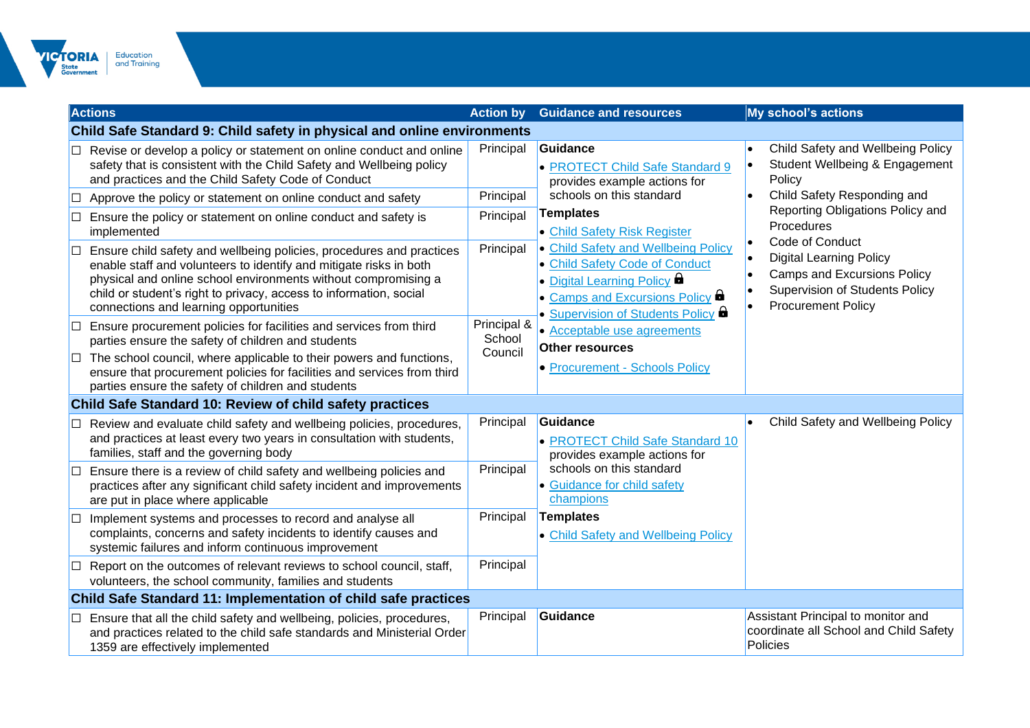| Actions | Action by | Guidance and resources | My school's actions |
|---|---|---|---|
| **Child Safe Standard 9: Child safety in physical and online environments** | | | |
| ☐ Revise or develop a policy or statement on online conduct and online safety that is consistent with the Child Safety and Wellbeing policy and practices and the Child Safety Code of Conduct | Principal | **Guidance**<br>• PROTECT Child Safe Standard 9 provides example actions for schools on this standard<br>**Templates**<br>• Child Safety Risk Register<br>• Child Safety and Wellbeing Policy<br>• Child Safety Code of Conduct<br>• Digital Learning Policy 🔒<br>• Camps and Excursions Policy 🔒<br>• Supervision of Students Policy 🔒<br>• Acceptable use agreements<br>**Other resources**<br>• Procurement - Schools Policy | • Child Safety and Wellbeing Policy<br>• Student Wellbeing & Engagement Policy<br>• Child Safety Responding and Reporting Obligations Policy and Procedures<br>• Code of Conduct<br>• Digital Learning Policy<br>• Camps and Excursions Policy<br>• Supervision of Students Policy<br>• Procurement Policy |
| ☐ Approve the policy or statement on online conduct and safety | Principal | | |
| ☐ Ensure the policy or statement on online conduct and safety is implemented | Principal | | |
| ☐ Ensure child safety and wellbeing policies, procedures and practices enable staff and volunteers to identify and mitigate risks in both physical and online school environments without compromising a child or student's right to privacy, access to information, social connections and learning opportunities | Principal | | |
| ☐ Ensure procurement policies for facilities and services from third parties ensure the safety of children and students<br>☐ The school council, where applicable to their powers and functions, ensure that procurement policies for facilities and services from third parties ensure the safety of children and students | Principal & School Council | | |
| **Child Safe Standard 10: Review of child safety practices** | | | |
| ☐ Review and evaluate child safety and wellbeing policies, procedures, and practices at least every two years in consultation with students, families, staff and the governing body | Principal | **Guidance**<br>• PROTECT Child Safe Standard 10 provides example actions for schools on this standard<br>• Guidance for child safety champions<br>**Templates**<br>• Child Safety and Wellbeing Policy | • Child Safety and Wellbeing Policy |
| ☐ Ensure there is a review of child safety and wellbeing policies and practices after any significant child safety incident and improvements are put in place where applicable | Principal | | |
| ☐ Implement systems and processes to record and analyse all complaints, concerns and safety incidents to identify causes and systemic failures and inform continuous improvement | Principal | | |
| ☐ Report on the outcomes of relevant reviews to school council, staff, volunteers, the school community, families and students | Principal | | |
| **Child Safe Standard 11: Implementation of child safe practices** | | | |
| ☐ Ensure that all the child safety and wellbeing, policies, procedures, and practices related to the child safe standards and Ministerial Order 1359 are effectively implemented | Principal | **Guidance** | Assistant Principal to monitor and coordinate all School and Child Safety Policies |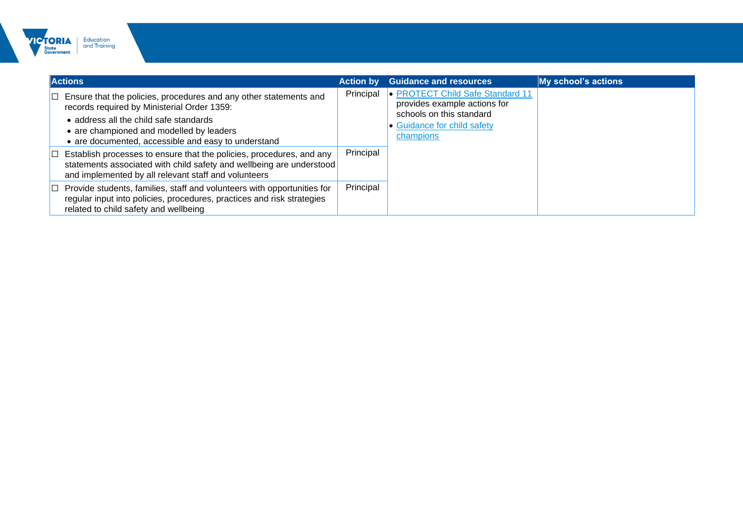| Actions | Action by | Guidance and resources | My school's actions |
|---|---|---|---|
| ☐ Ensure that the policies, procedures and any other statements and records required by Ministerial Order 1359:<br>• address all the child safe standards<br>• are championed and modelled by leaders<br>• are documented, accessible and easy to understand | Principal | • PROTECT Child Safe Standard 11 provides example actions for schools on this standard<br>• Guidance for child safety champions | |
| ☐ Establish processes to ensure that the policies, procedures, and any statements associated with child safety and wellbeing are understood and implemented by all relevant staff and volunteers | Principal | | |
| ☐ Provide students, families, staff and volunteers with opportunities for regular input into policies, procedures, practices and risk strategies related to child safety and wellbeing | Principal | | |